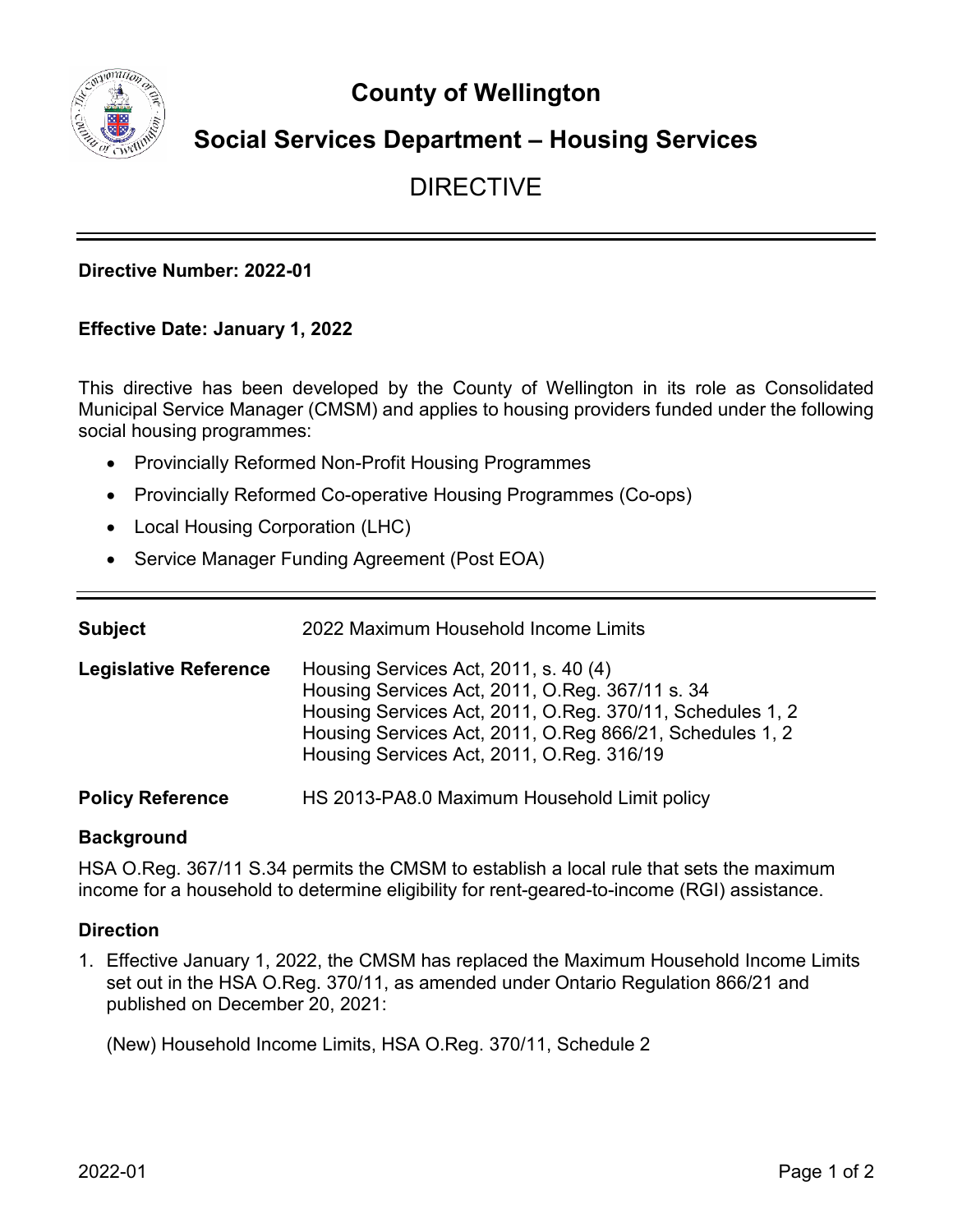# County of Wellington

## Social Services Department – Housing Services

DIRECTIVE

---

**Directive Number: 2022-01**

**Effective Date: January 1, 2022**

This directive has been developed by the County of Wellington in its role as Consolidated Municipal Service Manager (CMSM) and applies to housing providers funded under the following social housing programmes:

- Provincially Reformed Non-Profit Housing Programmes
- Provincially Reformed Co-operative Housing Programmes (Co-ops)
- Local Housing Corporation (LHC)
- Service Manager Funding Agreement (Post EOA)

---

| | |
|---|---|
| **Subject** | 2022 Maximum Household Income Limits |
| **Legislative Reference** | Housing Services Act, 2011, s. 40 (4)<br>Housing Services Act, 2011, O.Reg. 367/11 s. 34<br>Housing Services Act, 2011, O.Reg. 370/11, Schedules 1, 2<br>Housing Services Act, 2011, O.Reg 866/21, Schedules 1, 2<br>Housing Services Act, 2011, O.Reg. 316/19 |
| **Policy Reference** | HS 2013-PA8.0 Maximum Household Limit policy |

### Background

HSA O.Reg. 367/11 S.34 permits the CMSM to establish a local rule that sets the maximum income for a household to determine eligibility for rent-geared-to-income (RGI) assistance.

### Direction

1. Effective January 1, 2022, the CMSM has replaced the Maximum Household Income Limits set out in the HSA O.Reg. 370/11, as amended under Ontario Regulation 866/21 and published on December 20, 2021:

   (New) Household Income Limits, HSA O.Reg. 370/11, Schedule 2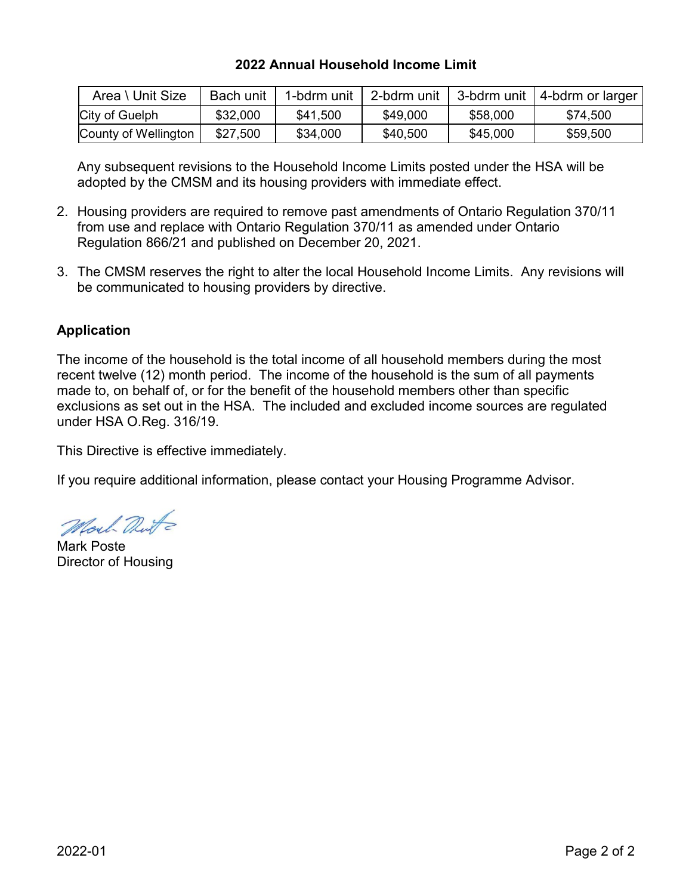**2022 Annual Household Income Limit**

| Area \ Unit Size | Bach unit | 1-bdrm unit | 2-bdrm unit | 3-bdrm unit | 4-bdrm or larger |
|---|---|---|---|---|---|
| City of Guelph | $32,000 | $41,500 | $49,000 | $58,000 | $74,500 |
| County of Wellington | $27,500 | $34,000 | $40,500 | $45,000 | $59,500 |

Any subsequent revisions to the Household Income Limits posted under the HSA will be adopted by the CMSM and its housing providers with immediate effect.

2. Housing providers are required to remove past amendments of Ontario Regulation 370/11 from use and replace with Ontario Regulation 370/11 as amended under Ontario Regulation 866/21 and published on December 20, 2021.

3. The CMSM reserves the right to alter the local Household Income Limits. Any revisions will be communicated to housing providers by directive.

## Application

The income of the household is the total income of all household members during the most recent twelve (12) month period. The income of the household is the sum of all payments made to, on behalf of, or for the benefit of the household members other than specific exclusions as set out in the HSA. The included and excluded income sources are regulated under HSA O.Reg. 316/19.

This Directive is effective immediately.

If you require additional information, please contact your Housing Programme Advisor.

Mark Poste
Director of Housing

2022-01